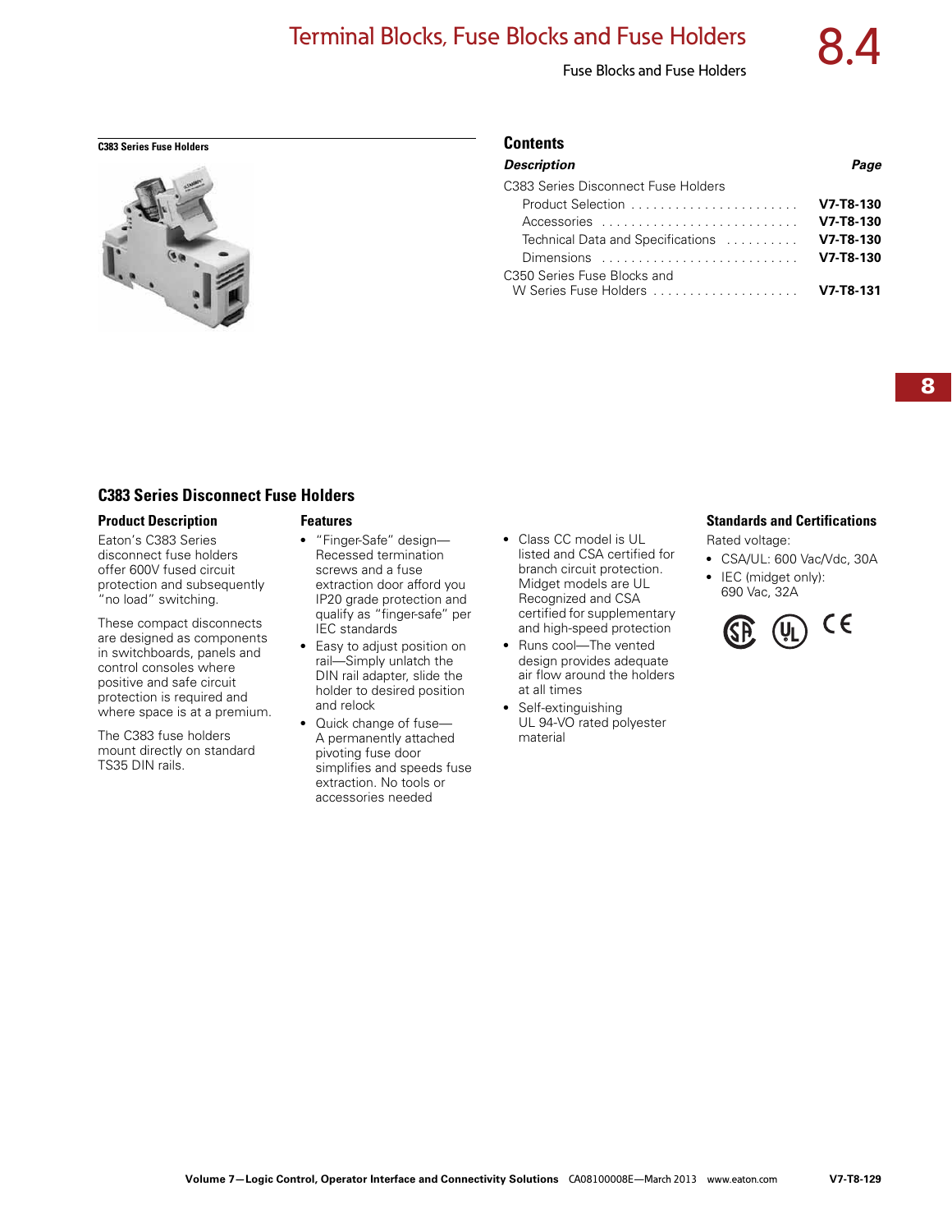C383 Series Fuse Holders

## Contents

| Description | Page |
|---|---|
| C383 Series Disconnect Fuse Holders | |
| Product Selection | V7-T8-130 |
| Accessories | V7-T8-130 |
| Technical Data and Specifications | V7-T8-130 |
| Dimensions | V7-T8-130 |
| C350 Series Fuse Blocks and W Series Fuse Holders | V7-T8-131 |

## C383 Series Disconnect Fuse Holders

### Product Description

Eaton's C383 Series disconnect fuse holders offer 600V fused circuit protection and subsequently "no load" switching.

These compact disconnects are designed as components in switchboards, panels and control consoles where positive and safe circuit protection is required and where space is at a premium.

The C383 fuse holders mount directly on standard TS35 DIN rails.

### Features

- "Finger-Safe" design—Recessed termination screws and a fuse extraction door afford you IP20 grade protection and qualify as "finger-safe" per IEC standards
- Easy to adjust position on rail—Simply unlatch the DIN rail adapter, slide the holder to desired position and relock
- Quick change of fuse—A permanently attached pivoting fuse door simplifies and speeds fuse extraction. No tools or accessories needed
- Class CC model is UL listed and CSA certified for branch circuit protection. Midget models are UL Recognized and CSA certified for supplementary and high-speed protection
- Runs cool—The vented design provides adequate air flow around the holders at all times
- Self-extinguishing UL 94-VO rated polyester material

### Standards and Certifications

Rated voltage:

- CSA/UL: 600 Vac/Vdc, 30A
- IEC (midget only): 690 Vac, 32A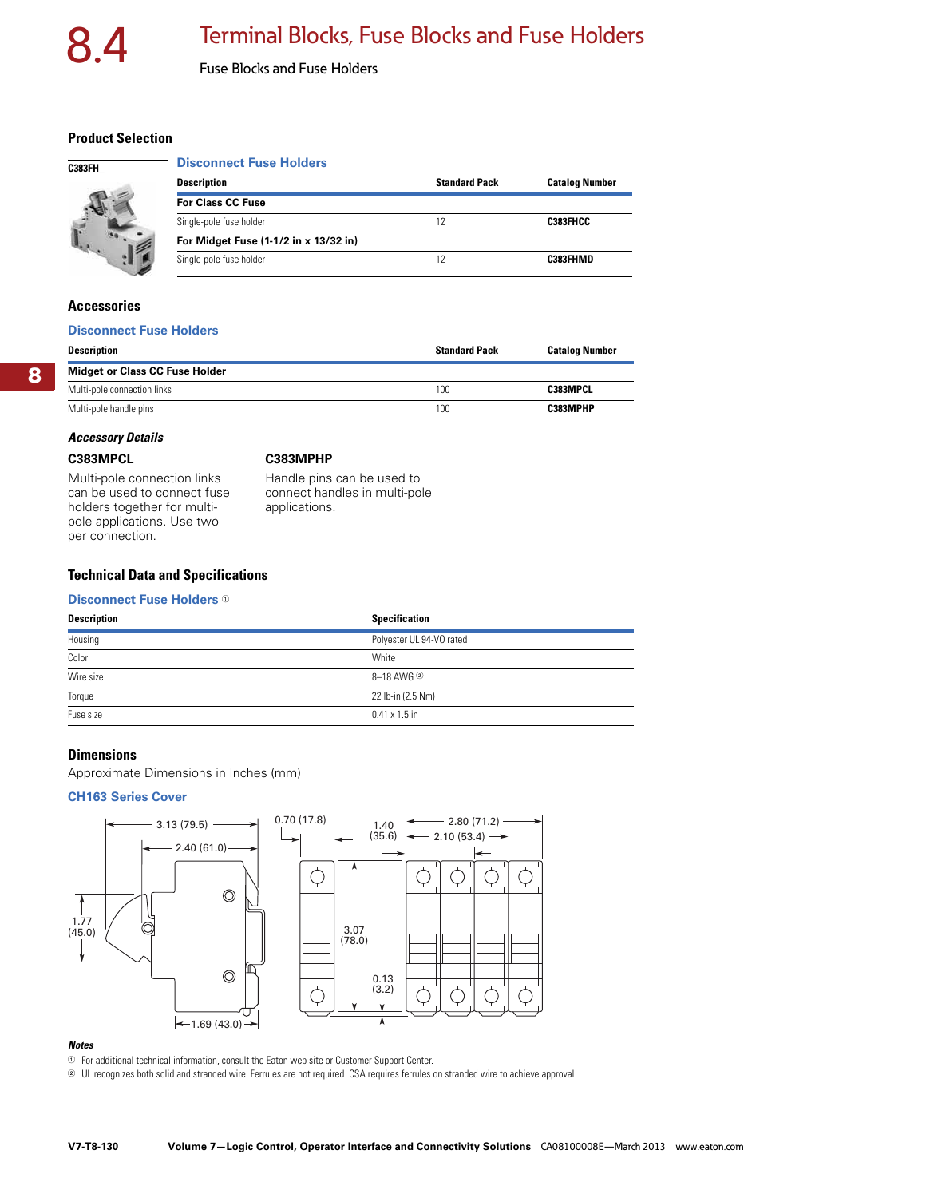# 8.4 Terminal Blocks, Fuse Blocks and Fuse Holders

## Fuse Blocks and Fuse Holders

### Product Selection

C383FH_

**Disconnect Fuse Holders**

| Description | Standard Pack | Catalog Number |
|---|---|---|
| **For Class CC Fuse** | | |
| Single-pole fuse holder | 12 | **C383FHCC** |
| **For Midget Fuse (1-1/2 in x 13/32 in)** | | |
| Single-pole fuse holder | 12 | **C383FHMD** |

### Accessories

**Disconnect Fuse Holders**

| Description | Standard Pack | Catalog Number |
|---|---|---|
| **Midget or Class CC Fuse Holder** | | |
| Multi-pole connection links | 100 | **C383MPCL** |
| Multi-pole handle pins | 100 | **C383MPHP** |

#### *Accessory Details*

**C383MPCL**

Multi-pole connection links can be used to connect fuse holders together for multi-pole applications. Use two per connection.

**C383MPHP**

Handle pins can be used to connect handles in multi-pole applications.

### Technical Data and Specifications

**Disconnect Fuse Holders** [1]

| Description | Specification |
|---|---|
| Housing | Polyester UL 94-V0 rated |
| Color | White |
| Wire size | 8–18 AWG [2] |
| Torque | 22 lb-in (2.5 Nm) |
| Fuse size | 0.41 x 1.5 in |

### Dimensions

Approximate Dimensions in Inches (mm)

**CH163 Series Cover**

3.13 (79.5)
2.40 (61.0)
1.77 (45.0)
1.69 (43.0)
0.70 (17.8)
1.40 (35.6)
2.80 (71.2)
2.10 (53.4)
3.07 (78.0)
0.13 (3.2)

***Notes***

[1] For additional technical information, consult the Eaton web site or Customer Support Center.

[2] UL recognizes both solid and stranded wire. Ferrules are not required. CSA requires ferrules on stranded wire to achieve approval.